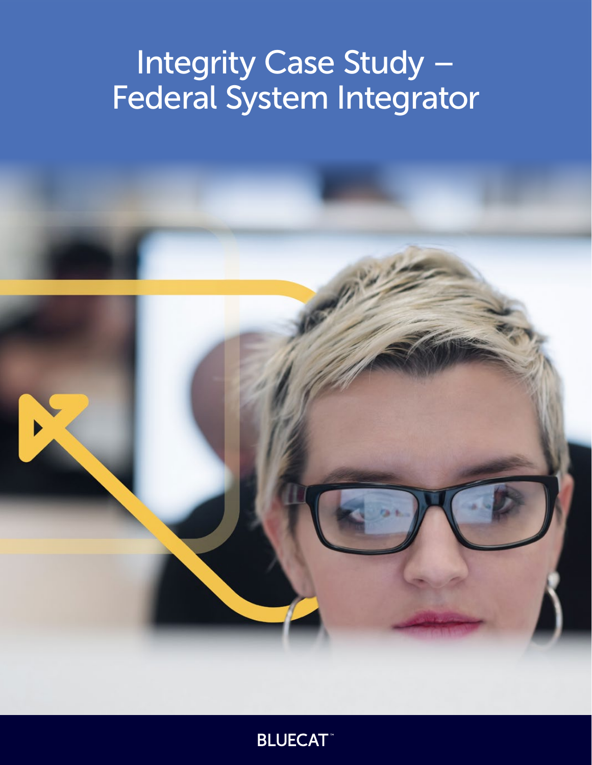# Integrity Case Study – Federal System Integrator

BLUECAT™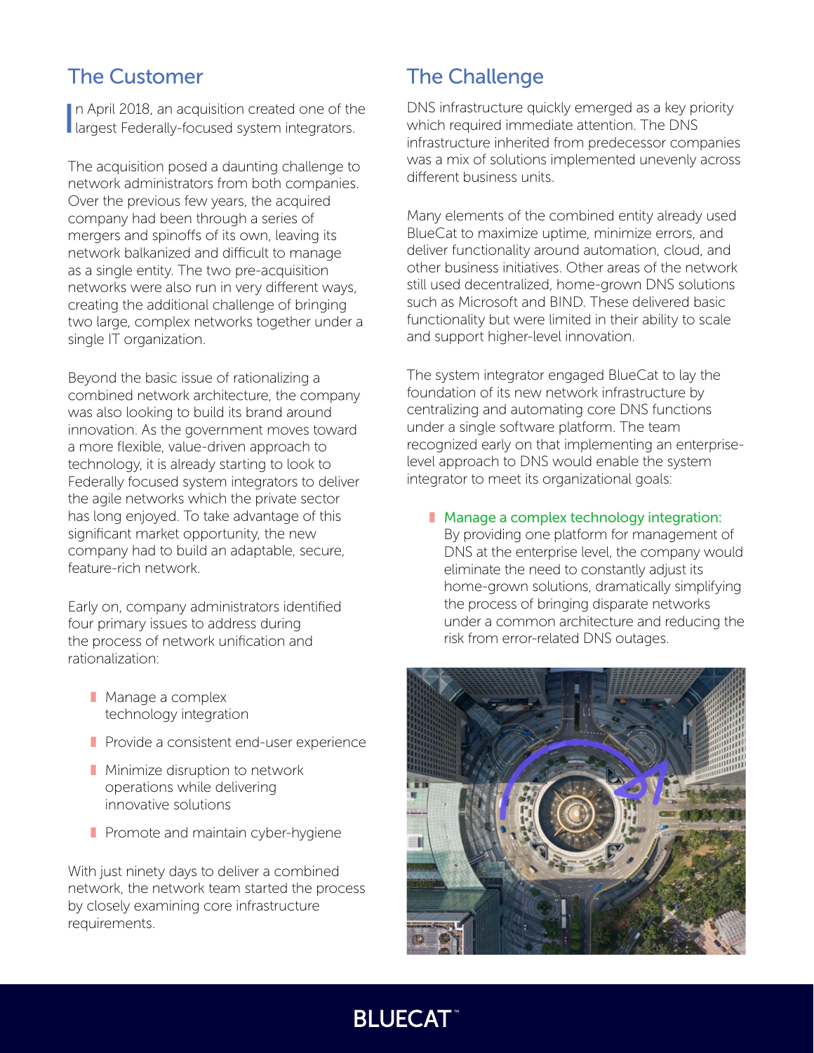## The Customer

In April 2018, an acquisition created one of the largest Federally-focused system integrators.

The acquisition posed a daunting challenge to network administrators from both companies. Over the previous few years, the acquired company had been through a series of mergers and spinoffs of its own, leaving its network balkanized and difficult to manage as a single entity. The two pre-acquisition networks were also run in very different ways, creating the additional challenge of bringing two large, complex networks together under a single IT organization.

Beyond the basic issue of rationalizing a combined network architecture, the company was also looking to build its brand around innovation. As the government moves toward a more flexible, value-driven approach to technology, it is already starting to look to Federally focused system integrators to deliver the agile networks which the private sector has long enjoyed. To take advantage of this significant market opportunity, the new company had to build an adaptable, secure, feature-rich network.

Early on, company administrators identified four primary issues to address during the process of network unification and rationalization:

- Manage a complex technology integration
- Provide a consistent end-user experience
- Minimize disruption to network operations while delivering innovative solutions
- Promote and maintain cyber-hygiene

With just ninety days to deliver a combined network, the network team started the process by closely examining core infrastructure requirements.

## The Challenge

DNS infrastructure quickly emerged as a key priority which required immediate attention. The DNS infrastructure inherited from predecessor companies was a mix of solutions implemented unevenly across different business units.

Many elements of the combined entity already used BlueCat to maximize uptime, minimize errors, and deliver functionality around automation, cloud, and other business initiatives. Other areas of the network still used decentralized, home-grown DNS solutions such as Microsoft and BIND. These delivered basic functionality but were limited in their ability to scale and support higher-level innovation.

The system integrator engaged BlueCat to lay the foundation of its new network infrastructure by centralizing and automating core DNS functions under a single software platform. The team recognized early on that implementing an enterprise-level approach to DNS would enable the system integrator to meet its organizational goals:

- **Manage a complex technology integration:** By providing one platform for management of DNS at the enterprise level, the company would eliminate the need to constantly adjust its home-grown solutions, dramatically simplifying the process of bringing disparate networks under a common architecture and reducing the risk from error-related DNS outages.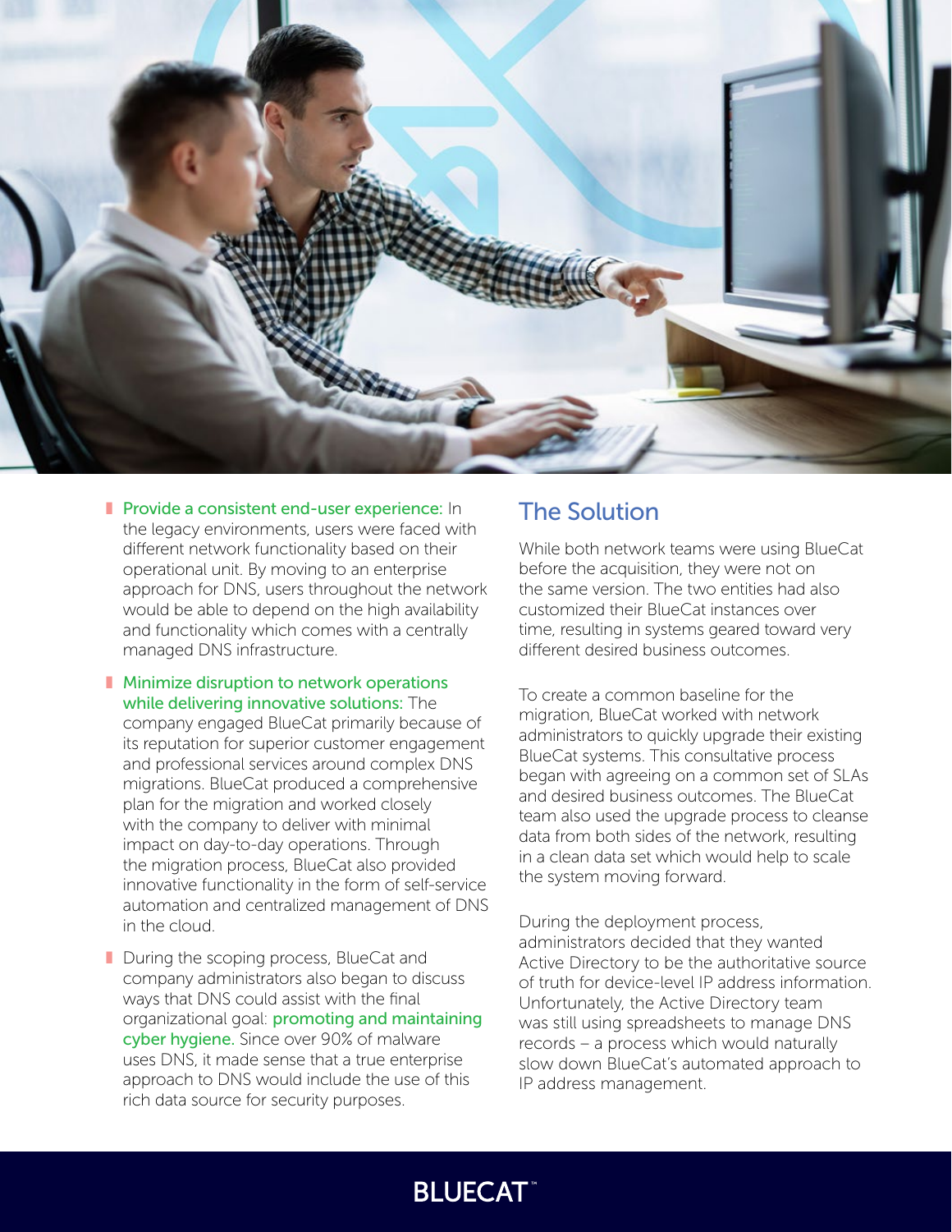- **Provide a consistent end-user experience:** In the legacy environments, users were faced with different network functionality based on their operational unit. By moving to an enterprise approach for DNS, users throughout the network would be able to depend on the high availability and functionality which comes with a centrally managed DNS infrastructure.

- **Minimize disruption to network operations while delivering innovative solutions:** The company engaged BlueCat primarily because of its reputation for superior customer engagement and professional services around complex DNS migrations. BlueCat produced a comprehensive plan for the migration and worked closely with the company to deliver with minimal impact on day-to-day operations. Through the migration process, BlueCat also provided innovative functionality in the form of self-service automation and centralized management of DNS in the cloud.

- During the scoping process, BlueCat and company administrators also began to discuss ways that DNS could assist with the final organizational goal: **promoting and maintaining cyber hygiene.** Since over 90% of malware uses DNS, it made sense that a true enterprise approach to DNS would include the use of this rich data source for security purposes.

## The Solution

While both network teams were using BlueCat before the acquisition, they were not on the same version. The two entities had also customized their BlueCat instances over time, resulting in systems geared toward very different desired business outcomes.

To create a common baseline for the migration, BlueCat worked with network administrators to quickly upgrade their existing BlueCat systems. This consultative process began with agreeing on a common set of SLAs and desired business outcomes. The BlueCat team also used the upgrade process to cleanse data from both sides of the network, resulting in a clean data set which would help to scale the system moving forward.

During the deployment process, administrators decided that they wanted Active Directory to be the authoritative source of truth for device-level IP address information. Unfortunately, the Active Directory team was still using spreadsheets to manage DNS records – a process which would naturally slow down BlueCat's automated approach to IP address management.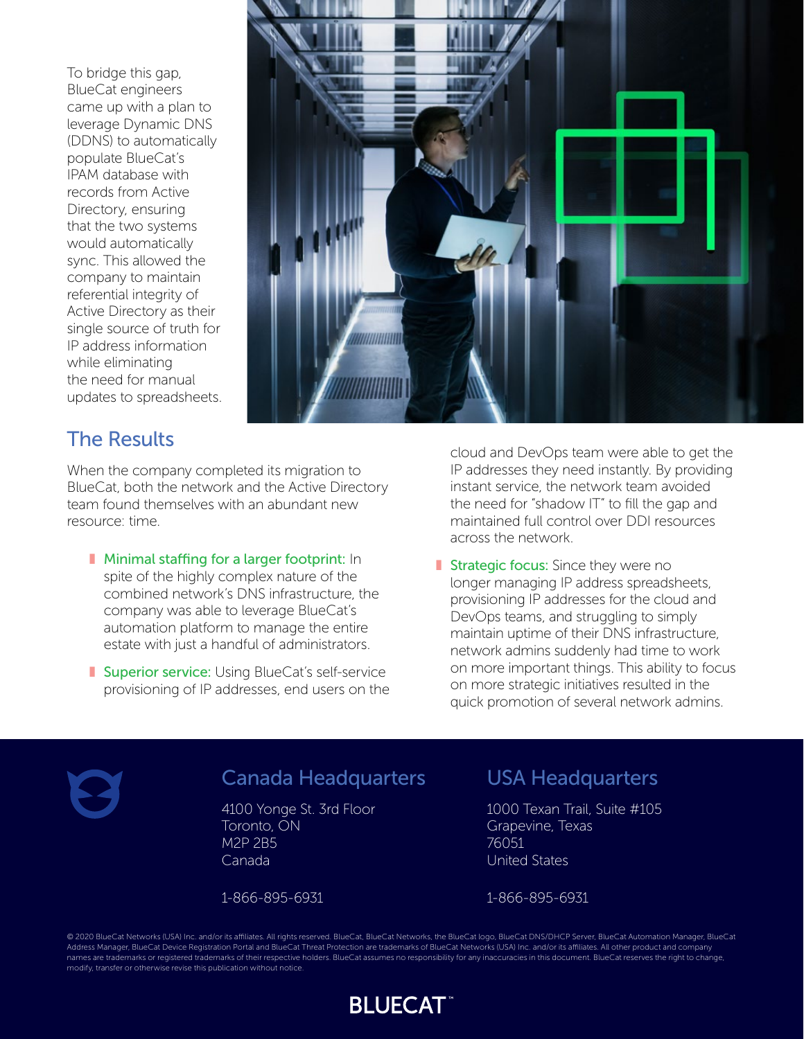To bridge this gap, BlueCat engineers came up with a plan to leverage Dynamic DNS (DDNS) to automatically populate BlueCat's IPAM database with records from Active Directory, ensuring that the two systems would automatically sync. This allowed the company to maintain referential integrity of Active Directory as their single source of truth for IP address information while eliminating the need for manual updates to spreadsheets.

## The Results

When the company completed its migration to BlueCat, both the network and the Active Directory team found themselves with an abundant new resource: time.

- **Minimal staffing for a larger footprint:** In spite of the highly complex nature of the combined network's DNS infrastructure, the company was able to leverage BlueCat's automation platform to manage the entire estate with just a handful of administrators.
- **Superior service:** Using BlueCat's self-service provisioning of IP addresses, end users on the cloud and DevOps team were able to get the IP addresses they need instantly. By providing instant service, the network team avoided the need for "shadow IT" to fill the gap and maintained full control over DDI resources across the network.
- **Strategic focus:** Since they were no longer managing IP address spreadsheets, provisioning IP addresses for the cloud and DevOps teams, and struggling to simply maintain uptime of their DNS infrastructure, network admins suddenly had time to work on more important things. This ability to focus on more strategic initiatives resulted in the quick promotion of several network admins.

### Canada Headquarters

4100 Yonge St. 3rd Floor
Toronto, ON
M2P 2B5
Canada

1-866-895-6931

### USA Headquarters

1000 Texan Trail, Suite #105
Grapevine, Texas
76051
United States

1-866-895-6931

© 2020 BlueCat Networks (USA) Inc. and/or its affiliates. All rights reserved. BlueCat, BlueCat Networks, the BlueCat logo, BlueCat DNS/DHCP Server, BlueCat Automation Manager, BlueCat Address Manager, BlueCat Device Registration Portal and BlueCat Threat Protection are trademarks of BlueCat Networks (USA) Inc. and/or its affiliates. All other product and company names are trademarks or registered trademarks of their respective holders. BlueCat assumes no responsibility for any inaccuracies in this document. BlueCat reserves the right to change, modify, transfer or otherwise revise this publication without notice.

BLUECAT™